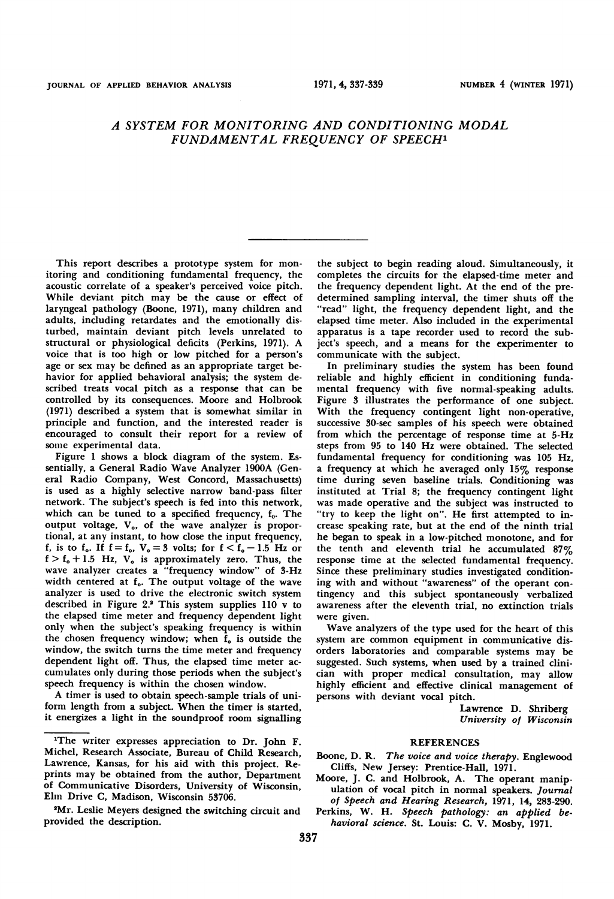# A SYSTEM FOR MONITORING AND CONDITIONING MODAL FUNDAMENTAL FREQUENCY OF SPEECH[1]

This report describes a prototype system for monitoring and conditioning fundamental frequency, the acoustic correlate of a speaker's perceived voice pitch. While deviant pitch may be the cause or effect of laryngeal pathology (Boone, 1971), many children and adults, including retardates and the emotionally disturbed, maintain deviant pitch levels unrelated to structural or physiological deficits (Perkins, 1971). A voice that is too high or low pitched for a person's age or sex may be defined as an appropriate target behavior for applied behavioral analysis; the system described treats vocal pitch as a response that can be controlled by its consequences. Moore and Holbrook (1971) described a system that is somewhat similar in principle and function, and the interested reader is encouraged to consult their report for a review of some experimental data.

Figure 1 shows a block diagram of the system. Essentially, a General Radio Wave Analyzer 1900A (General Radio Company, West Concord, Massachusetts) is used as a highly selective narrow band-pass filter network. The subject's speech is fed into this network, which can be tuned to a specified frequency, $f_o$. The output voltage, $V_o$, of the wave analyzer is proportional, at any instant, to how close the input frequency, f, is to $f_o$. If $f = f_o$, $V_o = 3$ volts; for $f < f_o - 1.5$ Hz or $f > f_o + 1.5$ Hz, $V_o$ is approximately zero. Thus, the wave analyzer creates a "frequency window" of 3-Hz width centered at $f_o$. The output voltage of the wave analyzer is used to drive the electronic switch system described in Figure 2.[2] This system supplies 110 v to the elapsed time meter and frequency dependent light only when the subject's speaking frequency is within the chosen frequency window; when $f_o$ is outside the window, the switch turns the time meter and frequency dependent light off. Thus, the elapsed time meter accumulates only during those periods when the subject's speech frequency is within the chosen window.

A timer is used to obtain speech-sample trials of uniform length from a subject. When the timer is started, it energizes a light in the soundproof room signalling the subject to begin reading aloud. Simultaneously, it completes the circuits for the elapsed-time meter and the frequency dependent light. At the end of the predetermined sampling interval, the timer shuts off the "read" light, the frequency dependent light, and the elapsed time meter. Also included in the experimental apparatus is a tape recorder used to record the subject's speech, and a means for the experimenter to communicate with the subject.

In preliminary studies the system has been found reliable and highly efficient in conditioning fundamental frequency with five normal-speaking adults. Figure 3 illustrates the performance of one subject. With the frequency contingent light non-operative, successive 30-sec samples of his speech were obtained from which the percentage of response time at 5-Hz steps from 95 to 140 Hz were obtained. The selected fundamental frequency for conditioning was 105 Hz, a frequency at which he averaged only 15% response time during seven baseline trials. Conditioning was instituted at Trial 8; the frequency contingent light was made operative and the subject was instructed to "try to keep the light on". He first attempted to increase speaking rate, but at the end of the ninth trial he began to speak in a low-pitched monotone, and for the tenth and eleventh trial he accumulated 87% response time at the selected fundamental frequency. Since these preliminary studies investigated conditioning with and without "awareness" of the operant contingency and this subject spontaneously verbalized awareness after the eleventh trial, no extinction trials were given.

Wave analyzers of the type used for the heart of this system are common equipment in communicative disorders laboratories and comparable systems may be suggested. Such systems, when used by a trained clinician with proper medical consultation, may allow highly efficient and effective clinical management of persons with deviant vocal pitch.

Lawrence D. Shriberg
*University of Wisconsin*

[1]The writer expresses appreciation to Dr. John F. Michel, Research Associate, Bureau of Child Research, Lawrence, Kansas, for his aid with this project. Reprints may be obtained from the author, Department of Communicative Disorders, University of Wisconsin, Elm Drive C, Madison, Wisconsin 53706.

[2]Mr. Leslie Meyers designed the switching circuit and provided the description.

## REFERENCES

Boone, D. R. *The voice and voice therapy*. Englewood Cliffs, New Jersey: Prentice-Hall, 1971.

Moore, J. C. and Holbrook, A. The operant manipulation of vocal pitch in normal speakers. *Journal of Speech and Hearing Research*, 1971, 14, 283-290.

Perkins, W. H. *Speech pathology: an applied behavioral science*. St. Louis: C. V. Mosby, 1971.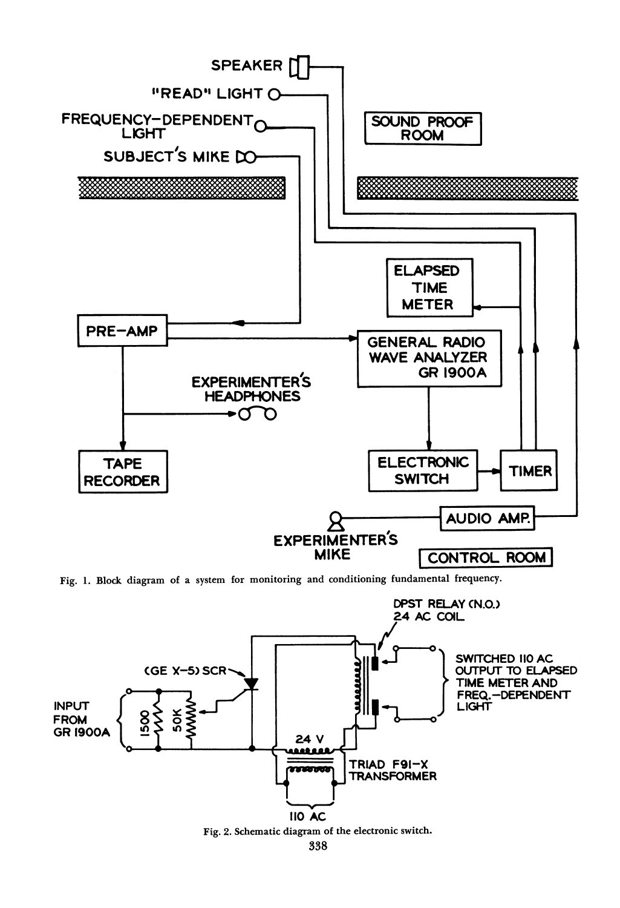Fig. 1. Block diagram of a system for monitoring and conditioning fundamental frequency.

Fig. 2. Schematic diagram of the electronic switch.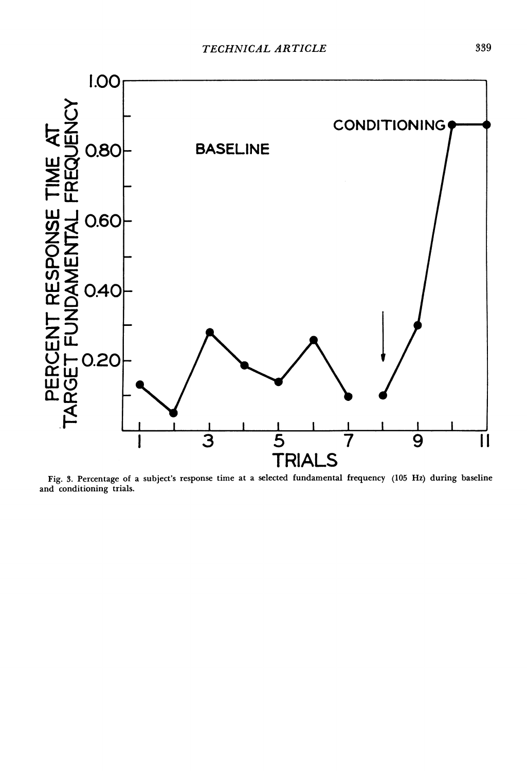PERCENT RESPONSE TIME AT TARGET FUNDAMENTAL FREQUENCY

1.00

0.80

0.60

0.40

0.20

BASELINE

CONDITIONING

1 3 5 7 9 11

TRIALS

Fig. 3. Percentage of a subject's response time at a selected fundamental frequency (105 Hz) during baseline and conditioning trials.